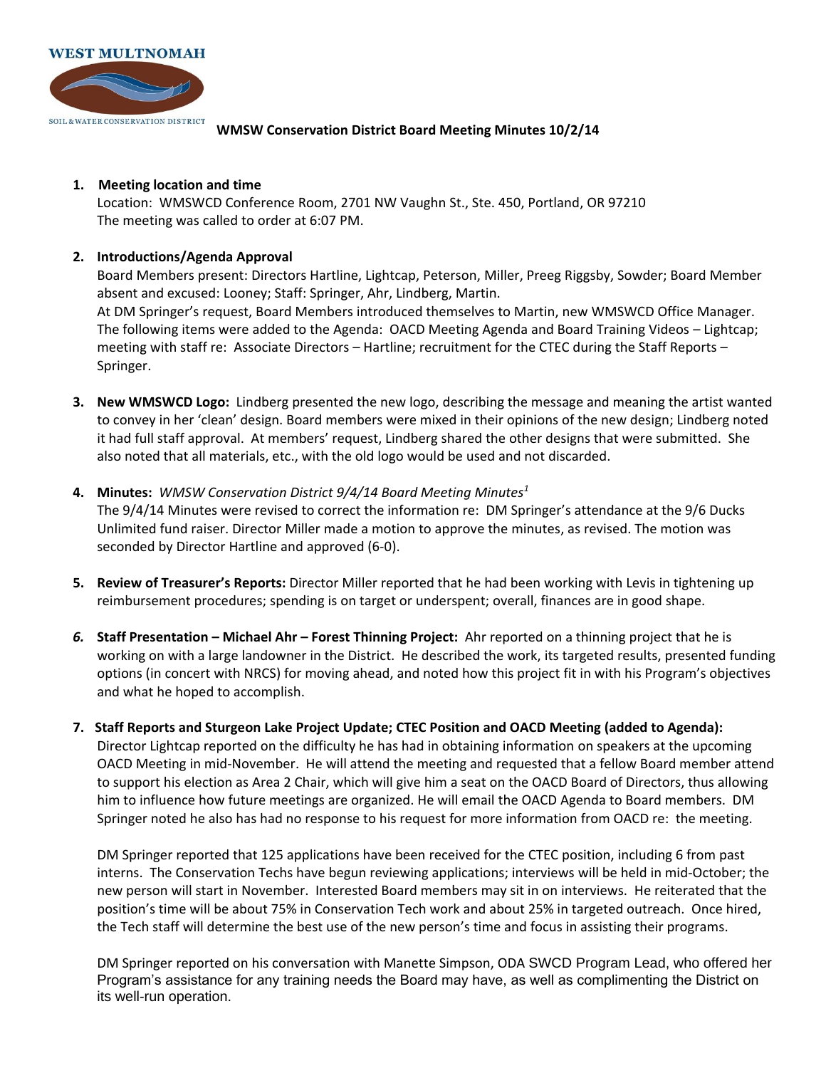**WEST MULTNOMAH**

SOIL & WATER CONSERVATION DISTRICT

# WMSW Conservation District Board Meeting Minutes 10/2/14

1. **Meeting location and time**
   Location: WMSWCD Conference Room, 2701 NW Vaughn St., Ste. 450, Portland, OR 97210
   The meeting was called to order at 6:07 PM.

2. **Introductions/Agenda Approval**
   Board Members present: Directors Hartline, Lightcap, Peterson, Miller, Preeg Riggsby, Sowder; Board Member absent and excused: Looney; Staff: Springer, Ahr, Lindberg, Martin.
   At DM Springer's request, Board Members introduced themselves to Martin, new WMSWCD Office Manager. The following items were added to the Agenda: OACD Meeting Agenda and Board Training Videos – Lightcap; meeting with staff re: Associate Directors – Hartline; recruitment for the CTEC during the Staff Reports – Springer.

3. **New WMSWCD Logo:** Lindberg presented the new logo, describing the message and meaning the artist wanted to convey in her 'clean' design. Board members were mixed in their opinions of the new design; Lindberg noted it had full staff approval. At members' request, Lindberg shared the other designs that were submitted. She also noted that all materials, etc., with the old logo would be used and not discarded.

4. **Minutes:** *WMSW Conservation District 9/4/14 Board Meeting Minutes*[1]
   The 9/4/14 Minutes were revised to correct the information re: DM Springer's attendance at the 9/6 Ducks Unlimited fund raiser. Director Miller made a motion to approve the minutes, as revised. The motion was seconded by Director Hartline and approved (6-0).

5. **Review of Treasurer's Reports:** Director Miller reported that he had been working with Levis in tightening up reimbursement procedures; spending is on target or underspent; overall, finances are in good shape.

6. **Staff Presentation – Michael Ahr – Forest Thinning Project:** Ahr reported on a thinning project that he is working on with a large landowner in the District. He described the work, its targeted results, presented funding options (in concert with NRCS) for moving ahead, and noted how this project fit in with his Program's objectives and what he hoped to accomplish.

7. **Staff Reports and Sturgeon Lake Project Update; CTEC Position and OACD Meeting (added to Agenda):**
   Director Lightcap reported on the difficulty he has had in obtaining information on speakers at the upcoming OACD Meeting in mid-November. He will attend the meeting and requested that a fellow Board member attend to support his election as Area 2 Chair, which will give him a seat on the OACD Board of Directors, thus allowing him to influence how future meetings are organized. He will email the OACD Agenda to Board members. DM Springer noted he also has had no response to his request for more information from OACD re: the meeting.

   DM Springer reported that 125 applications have been received for the CTEC position, including 6 from past interns. The Conservation Techs have begun reviewing applications; interviews will be held in mid-October; the new person will start in November. Interested Board members may sit in on interviews. He reiterated that the position's time will be about 75% in Conservation Tech work and about 25% in targeted outreach. Once hired, the Tech staff will determine the best use of the new person's time and focus in assisting their programs.

   DM Springer reported on his conversation with Manette Simpson, ODA SWCD Program Lead, who offered her Program's assistance for any training needs the Board may have, as well as complimenting the District on its well-run operation.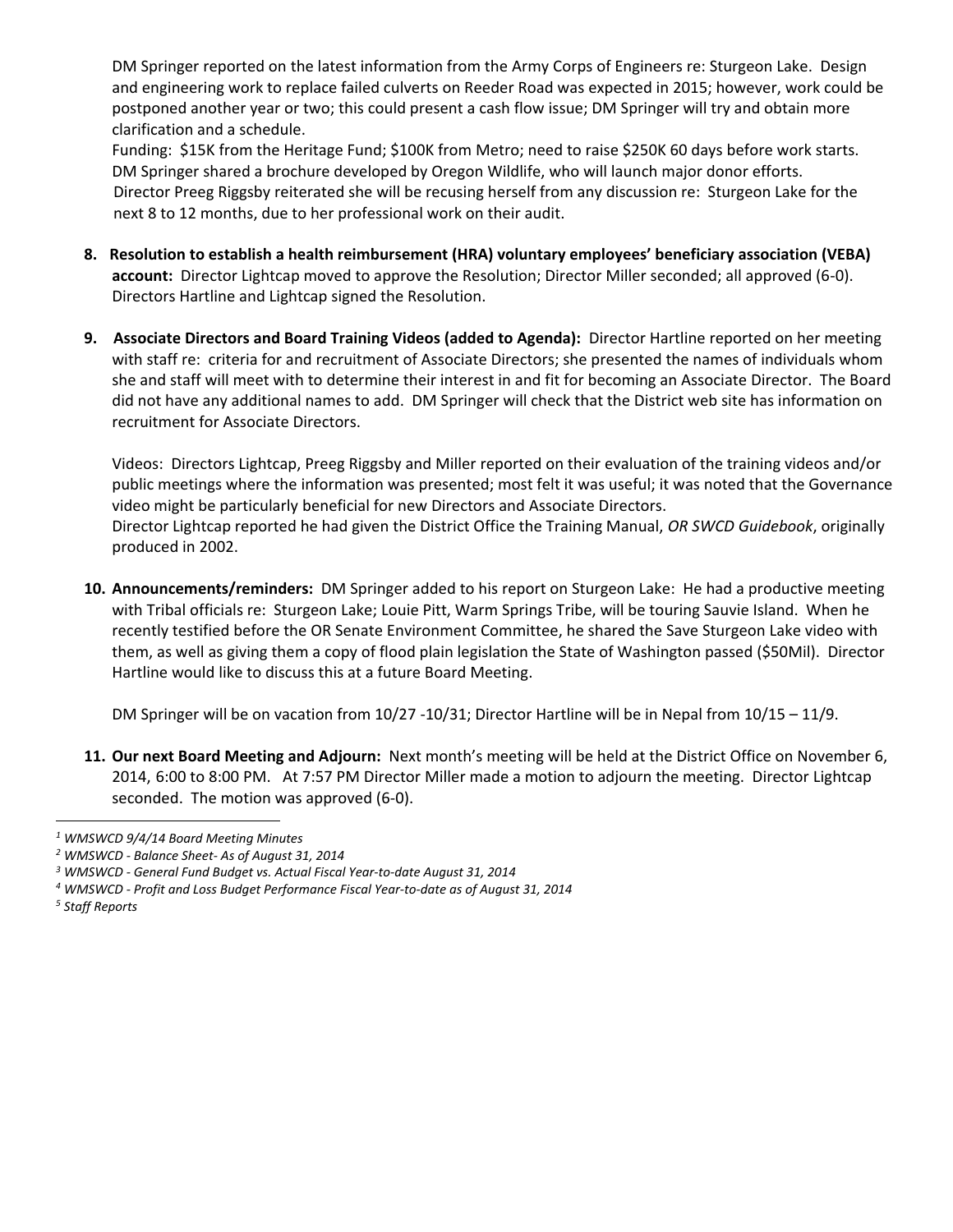DM Springer reported on the latest information from the Army Corps of Engineers re: Sturgeon Lake. Design and engineering work to replace failed culverts on Reeder Road was expected in 2015; however, work could be postponed another year or two; this could present a cash flow issue; DM Springer will try and obtain more clarification and a schedule.
Funding: $15K from the Heritage Fund; $100K from Metro; need to raise $250K 60 days before work starts. DM Springer shared a brochure developed by Oregon Wildlife, who will launch major donor efforts.
Director Preeg Riggsby reiterated she will be recusing herself from any discussion re: Sturgeon Lake for the next 8 to 12 months, due to her professional work on their audit.

8. **Resolution to establish a health reimbursement (HRA) voluntary employees' beneficiary association (VEBA) account:** Director Lightcap moved to approve the Resolution; Director Miller seconded; all approved (6-0). Directors Hartline and Lightcap signed the Resolution.

9. **Associate Directors and Board Training Videos (added to Agenda):** Director Hartline reported on her meeting with staff re: criteria for and recruitment of Associate Directors; she presented the names of individuals whom she and staff will meet with to determine their interest in and fit for becoming an Associate Director. The Board did not have any additional names to add. DM Springer will check that the District web site has information on recruitment for Associate Directors.

   Videos: Directors Lightcap, Preeg Riggsby and Miller reported on their evaluation of the training videos and/or public meetings where the information was presented; most felt it was useful; it was noted that the Governance video might be particularly beneficial for new Directors and Associate Directors.
   Director Lightcap reported he had given the District Office the Training Manual, *OR SWCD Guidebook*, originally produced in 2002.

10. **Announcements/reminders:** DM Springer added to his report on Sturgeon Lake: He had a productive meeting with Tribal officials re: Sturgeon Lake; Louie Pitt, Warm Springs Tribe, will be touring Sauvie Island. When he recently testified before the OR Senate Environment Committee, he shared the Save Sturgeon Lake video with them, as well as giving them a copy of flood plain legislation the State of Washington passed ($50Mil). Director Hartline would like to discuss this at a future Board Meeting.

    DM Springer will be on vacation from 10/27 -10/31; Director Hartline will be in Nepal from 10/15 – 11/9.

11. **Our next Board Meeting and Adjourn:** Next month's meeting will be held at the District Office on November 6, 2014, 6:00 to 8:00 PM. At 7:57 PM Director Miller made a motion to adjourn the meeting. Director Lightcap seconded. The motion was approved (6-0).

---

[1] *WMSWCD 9/4/14 Board Meeting Minutes*
[2] *WMSWCD - Balance Sheet- As of August 31, 2014*
[3] *WMSWCD - General Fund Budget vs. Actual Fiscal Year-to-date August 31, 2014*
[4] *WMSWCD - Profit and Loss Budget Performance Fiscal Year-to-date as of August 31, 2014*
[5] *Staff Reports*